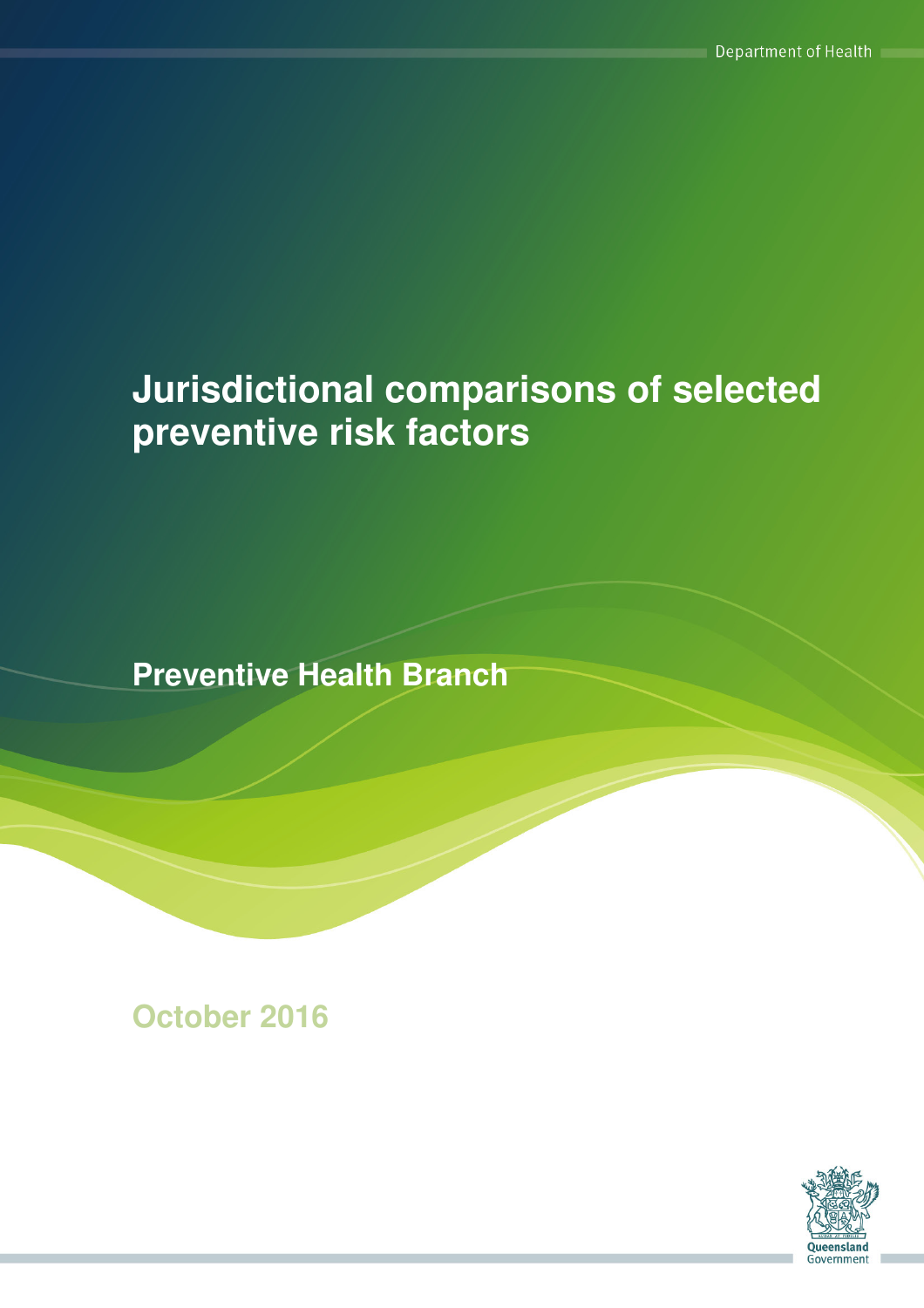Department of Health

# Jurisdictional comparisons of selected preventive risk factors

## Preventive Health Branch

October 2016

Queensland Government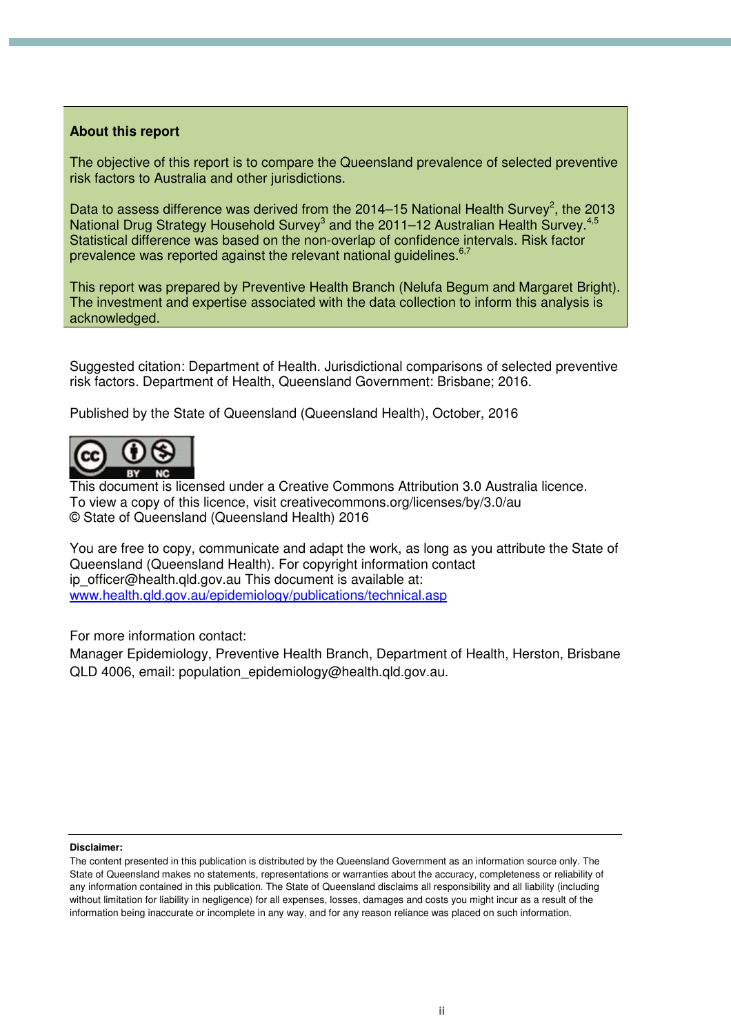**About this report**

The objective of this report is to compare the Queensland prevalence of selected preventive risk factors to Australia and other jurisdictions.

Data to assess difference was derived from the 2014–15 National Health Survey[2], the 2013 National Drug Strategy Household Survey[3] and the 2011–12 Australian Health Survey.[4,5] Statistical difference was based on the non-overlap of confidence intervals. Risk factor prevalence was reported against the relevant national guidelines.[6,7]

This report was prepared by Preventive Health Branch (Nelufa Begum and Margaret Bright). The investment and expertise associated with the data collection to inform this analysis is acknowledged.

Suggested citation: Department of Health. Jurisdictional comparisons of selected preventive risk factors. Department of Health, Queensland Government: Brisbane; 2016.

Published by the State of Queensland (Queensland Health), October, 2016

This document is licensed under a Creative Commons Attribution 3.0 Australia licence.
To view a copy of this licence, visit creativecommons.org/licenses/by/3.0/au
© State of Queensland (Queensland Health) 2016

You are free to copy, communicate and adapt the work, as long as you attribute the State of Queensland (Queensland Health). For copyright information contact ip_officer@health.qld.gov.au This document is available at:
www.health.qld.gov.au/epidemiology/publications/technical.asp

For more information contact:
Manager Epidemiology, Preventive Health Branch, Department of Health, Herston, Brisbane QLD 4006, email: population_epidemiology@health.qld.gov.au.

**Disclaimer:**
The content presented in this publication is distributed by the Queensland Government as an information source only. The State of Queensland makes no statements, representations or warranties about the accuracy, completeness or reliability of any information contained in this publication. The State of Queensland disclaims all responsibility and all liability (including without limitation for liability in negligence) for all expenses, losses, damages and costs you might incur as a result of the information being inaccurate or incomplete in any way, and for any reason reliance was placed on such information.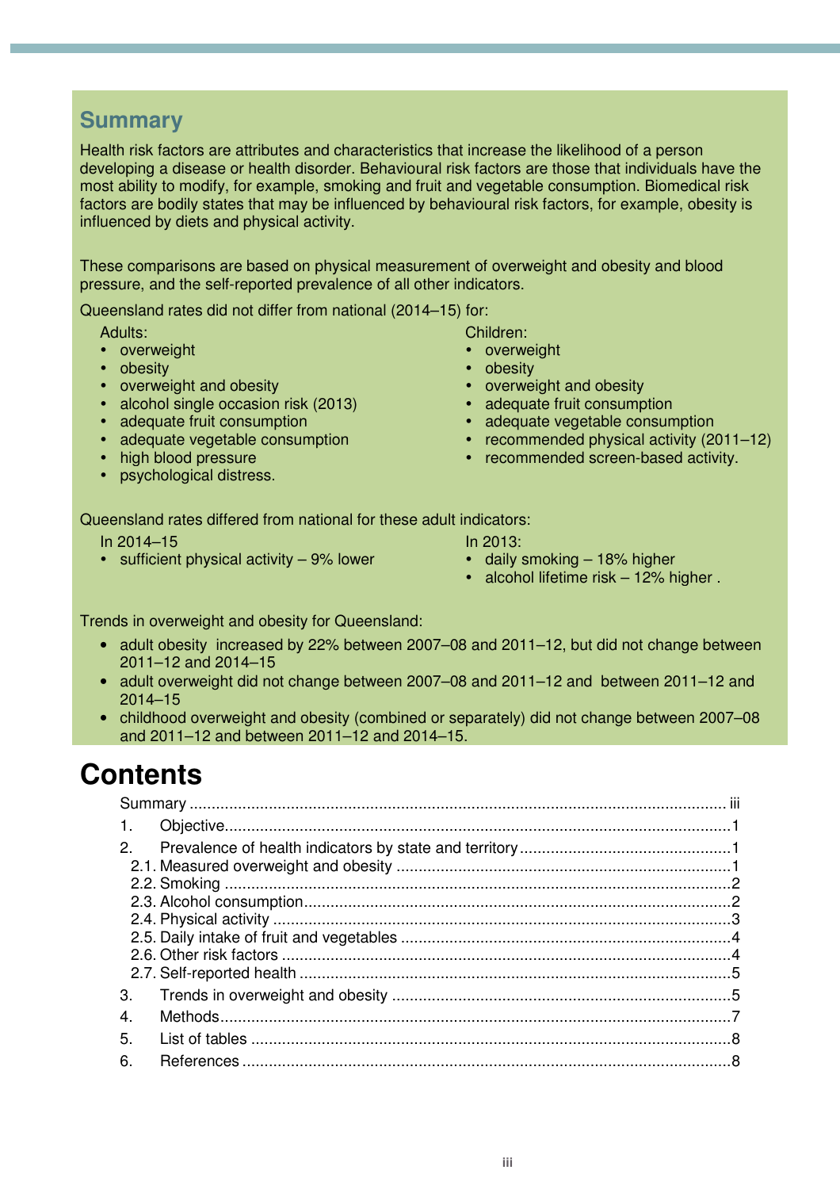## Summary

Health risk factors are attributes and characteristics that increase the likelihood of a person developing a disease or health disorder. Behavioural risk factors are those that individuals have the most ability to modify, for example, smoking and fruit and vegetable consumption. Biomedical risk factors are bodily states that may be influenced by behavioural risk factors, for example, obesity is influenced by diets and physical activity.

These comparisons are based on physical measurement of overweight and obesity and blood pressure, and the self-reported prevalence of all other indicators.

Queensland rates did not differ from national (2014–15) for:

Adults:

- overweight
- obesity
- overweight and obesity
- alcohol single occasion risk (2013)
- adequate fruit consumption
- adequate vegetable consumption
- high blood pressure
- psychological distress.

Children:

- overweight
- obesity
- overweight and obesity
- adequate fruit consumption
- adequate vegetable consumption
- recommended physical activity (2011–12)
- recommended screen-based activity.

Queensland rates differed from national for these adult indicators:

In 2014–15

- sufficient physical activity – 9% lower

In 2013:

- daily smoking – 18% higher
- alcohol lifetime risk – 12% higher .

Trends in overweight and obesity for Queensland:

- adult obesity increased by 22% between 2007–08 and 2011–12, but did not change between 2011–12 and 2014–15
- adult overweight did not change between 2007–08 and 2011–12 and between 2011–12 and 2014–15
- childhood overweight and obesity (combined or separately) did not change between 2007–08 and 2011–12 and between 2011–12 and 2014–15.

# Contents

- Summary ..... iii
- 1. Objective ..... 1
- 2. Prevalence of health indicators by state and territory ..... 1
  - 2.1. Measured overweight and obesity ..... 1
  - 2.2. Smoking ..... 2
  - 2.3. Alcohol consumption ..... 2
  - 2.4. Physical activity ..... 3
  - 2.5. Daily intake of fruit and vegetables ..... 4
  - 2.6. Other risk factors ..... 4
  - 2.7. Self-reported health ..... 5
- 3. Trends in overweight and obesity ..... 5
- 4. Methods ..... 7
- 5. List of tables ..... 8
- 6. References ..... 8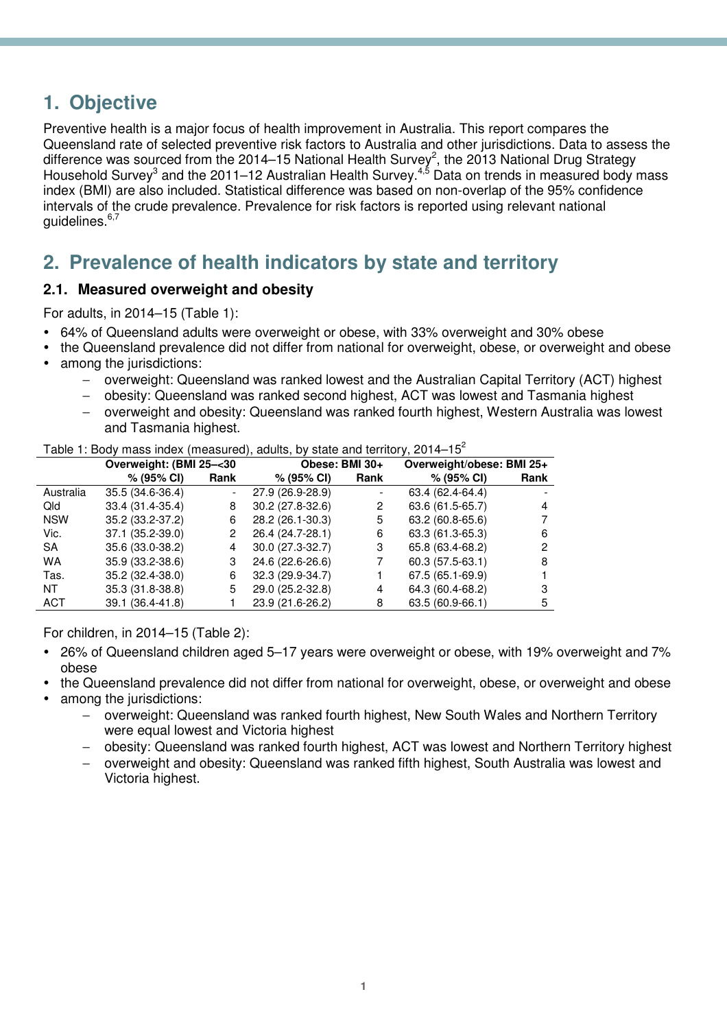## 1. Objective

Preventive health is a major focus of health improvement in Australia. This report compares the Queensland rate of selected preventive risk factors to Australia and other jurisdictions. Data to assess the difference was sourced from the 2014–15 National Health Survey[2], the 2013 National Drug Strategy Household Survey[3] and the 2011–12 Australian Health Survey.[4,5] Data on trends in measured body mass index (BMI) are also included. Statistical difference was based on non-overlap of the 95% confidence intervals of the crude prevalence. Prevalence for risk factors is reported using relevant national guidelines.[6,7]

## 2. Prevalence of health indicators by state and territory

### 2.1. Measured overweight and obesity

For adults, in 2014–15 (Table 1):

- 64% of Queensland adults were overweight or obese, with 33% overweight and 30% obese
- the Queensland prevalence did not differ from national for overweight, obese, or overweight and obese
- among the jurisdictions:
  - overweight: Queensland was ranked lowest and the Australian Capital Territory (ACT) highest
  - obesity: Queensland was ranked second highest, ACT was lowest and Tasmania highest
  - overweight and obesity: Queensland was ranked fourth highest, Western Australia was lowest and Tasmania highest.

Table 1: Body mass index (measured), adults, by state and territory, 2014–15[2]

| | Overweight: (BMI 25–<30 | | Obese: BMI 30+ | | Overweight/obese: BMI 25+ | |
|---|---|---|---|---|---|---|
| | % (95% CI) | Rank | % (95% CI) | Rank | % (95% CI) | Rank |
| Australia | 35.5 (34.6-36.4) | - | 27.9 (26.9-28.9) | - | 63.4 (62.4-64.4) | - |
| Qld | 33.4 (31.4-35.4) | 8 | 30.2 (27.8-32.6) | 2 | 63.6 (61.5-65.7) | 4 |
| NSW | 35.2 (33.2-37.2) | 6 | 28.2 (26.1-30.3) | 5 | 63.2 (60.8-65.6) | 7 |
| Vic. | 37.1 (35.2-39.0) | 2 | 26.4 (24.7-28.1) | 6 | 63.3 (61.3-65.3) | 6 |
| SA | 35.6 (33.0-38.2) | 4 | 30.0 (27.3-32.7) | 3 | 65.8 (63.4-68.2) | 2 |
| WA | 35.9 (33.2-38.6) | 3 | 24.6 (22.6-26.6) | 7 | 60.3 (57.5-63.1) | 8 |
| Tas. | 35.2 (32.4-38.0) | 6 | 32.3 (29.9-34.7) | 1 | 67.5 (65.1-69.9) | 1 |
| NT | 35.3 (31.8-38.8) | 5 | 29.0 (25.2-32.8) | 4 | 64.3 (60.4-68.2) | 3 |
| ACT | 39.1 (36.4-41.8) | 1 | 23.9 (21.6-26.2) | 8 | 63.5 (60.9-66.1) | 5 |

For children, in 2014–15 (Table 2):

- 26% of Queensland children aged 5–17 years were overweight or obese, with 19% overweight and 7% obese
- the Queensland prevalence did not differ from national for overweight, obese, or overweight and obese
- among the jurisdictions:
  - overweight: Queensland was ranked fourth highest, New South Wales and Northern Territory were equal lowest and Victoria highest
  - obesity: Queensland was ranked fourth highest, ACT was lowest and Northern Territory highest
  - overweight and obesity: Queensland was ranked fifth highest, South Australia was lowest and Victoria highest.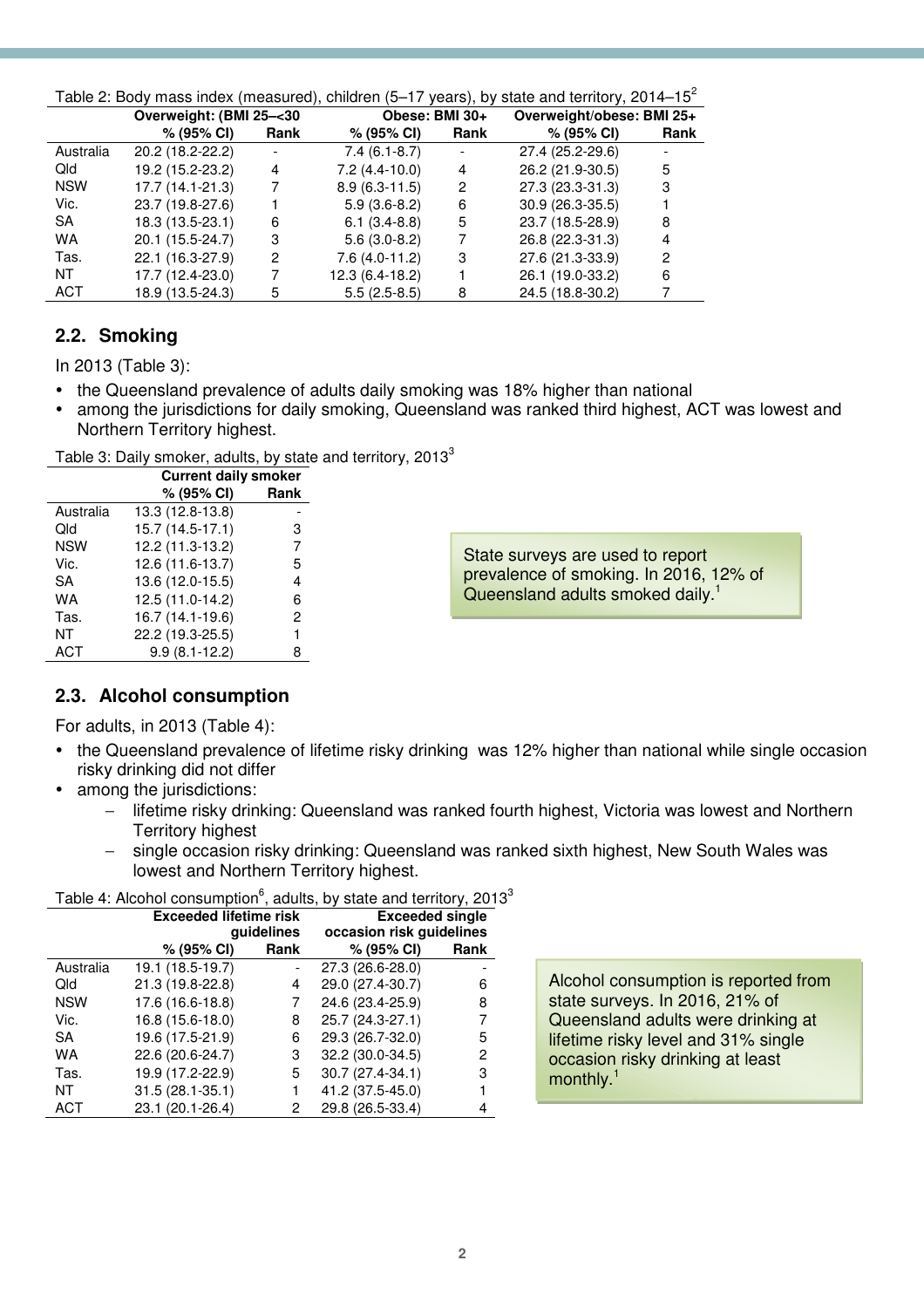Table 2: Body mass index (measured), children (5–17 years), by state and territory, 2014–15[2]

| | Overweight: (BMI 25–<30 | | Obese: BMI 30+ | | Overweight/obese: BMI 25+ | |
|---|---|---|---|---|---|---|
| | % (95% CI) | Rank | % (95% CI) | Rank | % (95% CI) | Rank |
| Australia | 20.2 (18.2-22.2) | - | 7.4 (6.1-8.7) | - | 27.4 (25.2-29.6) | - |
| Qld | 19.2 (15.2-23.2) | 4 | 7.2 (4.4-10.0) | 4 | 26.2 (21.9-30.5) | 5 |
| NSW | 17.7 (14.1-21.3) | 7 | 8.9 (6.3-11.5) | 2 | 27.3 (23.3-31.3) | 3 |
| Vic. | 23.7 (19.8-27.6) | 1 | 5.9 (3.6-8.2) | 6 | 30.9 (26.3-35.5) | 1 |
| SA | 18.3 (13.5-23.1) | 6 | 6.1 (3.4-8.8) | 5 | 23.7 (18.5-28.9) | 8 |
| WA | 20.1 (15.5-24.7) | 3 | 5.6 (3.0-8.2) | 7 | 26.8 (22.3-31.3) | 4 |
| Tas. | 22.1 (16.3-27.9) | 2 | 7.6 (4.0-11.2) | 3 | 27.6 (21.3-33.9) | 2 |
| NT | 17.7 (12.4-23.0) | 7 | 12.3 (6.4-18.2) | 1 | 26.1 (19.0-33.2) | 6 |
| ACT | 18.9 (13.5-24.3) | 5 | 5.5 (2.5-8.5) | 8 | 24.5 (18.8-30.2) | 7 |

## 2.2. Smoking

In 2013 (Table 3):

- the Queensland prevalence of adults daily smoking was 18% higher than national
- among the jurisdictions for daily smoking, Queensland was ranked third highest, ACT was lowest and Northern Territory highest.

Table 3: Daily smoker, adults, by state and territory, 2013[3]

| | Current daily smoker | |
|---|---|---|
| | % (95% CI) | Rank |
| Australia | 13.3 (12.8-13.8) | - |
| Qld | 15.7 (14.5-17.1) | 3 |
| NSW | 12.2 (11.3-13.2) | 7 |
| Vic. | 12.6 (11.6-13.7) | 5 |
| SA | 13.6 (12.0-15.5) | 4 |
| WA | 12.5 (11.0-14.2) | 6 |
| Tas. | 16.7 (14.1-19.6) | 2 |
| NT | 22.2 (19.3-25.5) | 1 |
| ACT | 9.9 (8.1-12.2) | 8 |

State surveys are used to report prevalence of smoking. In 2016, 12% of Queensland adults smoked daily.[1]

## 2.3. Alcohol consumption

For adults, in 2013 (Table 4):

- the Queensland prevalence of lifetime risky drinking was 12% higher than national while single occasion risky drinking did not differ
- among the jurisdictions:
  - lifetime risky drinking: Queensland was ranked fourth highest, Victoria was lowest and Northern Territory highest
  - single occasion risky drinking: Queensland was ranked sixth highest, New South Wales was lowest and Northern Territory highest.

Table 4: Alcohol consumption[6], adults, by state and territory, 2013[3]

| | Exceeded lifetime risk guidelines | | Exceeded single occasion risk guidelines | |
|---|---|---|---|---|
| | % (95% CI) | Rank | % (95% CI) | Rank |
| Australia | 19.1 (18.5-19.7) | - | 27.3 (26.6-28.0) | - |
| Qld | 21.3 (19.8-22.8) | 4 | 29.0 (27.4-30.7) | 6 |
| NSW | 17.6 (16.6-18.8) | 7 | 24.6 (23.4-25.9) | 8 |
| Vic. | 16.8 (15.6-18.0) | 8 | 25.7 (24.3-27.1) | 7 |
| SA | 19.6 (17.5-21.9) | 6 | 29.3 (26.7-32.0) | 5 |
| WA | 22.6 (20.6-24.7) | 3 | 32.2 (30.0-34.5) | 2 |
| Tas. | 19.9 (17.2-22.9) | 5 | 30.7 (27.4-34.1) | 3 |
| NT | 31.5 (28.1-35.1) | 1 | 41.2 (37.5-45.0) | 1 |
| ACT | 23.1 (20.1-26.4) | 2 | 29.8 (26.5-33.4) | 4 |

Alcohol consumption is reported from state surveys. In 2016, 21% of Queensland adults were drinking at lifetime risky level and 31% single occasion risky drinking at least monthly.[1]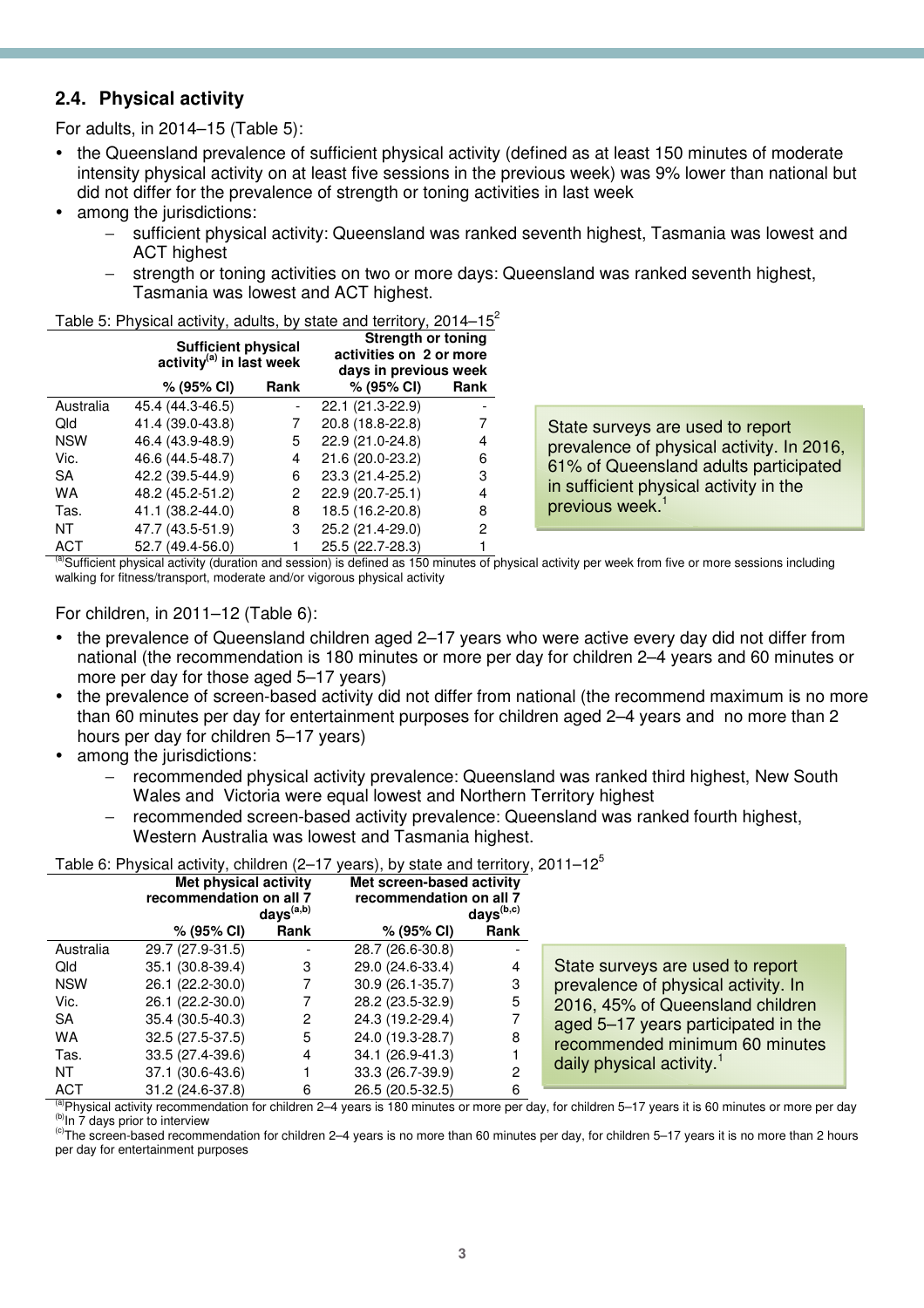## 2.4. Physical activity

For adults, in 2014–15 (Table 5):

- the Queensland prevalence of sufficient physical activity (defined as at least 150 minutes of moderate intensity physical activity on at least five sessions in the previous week) was 9% lower than national but did not differ for the prevalence of strength or toning activities in last week
- among the jurisdictions:
  - sufficient physical activity: Queensland was ranked seventh highest, Tasmania was lowest and ACT highest
  - strength or toning activities on two or more days: Queensland was ranked seventh highest, Tasmania was lowest and ACT highest.

Table 5: Physical activity, adults, by state and territory, 2014–15[2]

| | Sufficient physical activity[(a)] in last week | | Strength or toning activities on 2 or more days in previous week | |
|---|---|---|---|---|
| | % (95% CI) | Rank | % (95% CI) | Rank |
| Australia | 45.4 (44.3-46.5) | - | 22.1 (21.3-22.9) | - |
| Qld | 41.4 (39.0-43.8) | 7 | 20.8 (18.8-22.8) | 7 |
| NSW | 46.4 (43.9-48.9) | 5 | 22.9 (21.0-24.8) | 4 |
| Vic. | 46.6 (44.5-48.7) | 4 | 21.6 (20.0-23.2) | 6 |
| SA | 42.2 (39.5-44.9) | 6 | 23.3 (21.4-25.2) | 3 |
| WA | 48.2 (45.2-51.2) | 2 | 22.9 (20.7-25.1) | 4 |
| Tas. | 41.1 (38.2-44.0) | 8 | 18.5 (16.2-20.8) | 8 |
| NT | 47.7 (43.5-51.9) | 3 | 25.2 (21.4-29.0) | 2 |
| ACT | 52.7 (49.4-56.0) | 1 | 25.5 (22.7-28.3) | 1 |

[(a)]Sufficient physical activity (duration and session) is defined as 150 minutes of physical activity per week from five or more sessions including walking for fitness/transport, moderate and/or vigorous physical activity

State surveys are used to report prevalence of physical activity. In 2016, 61% of Queensland adults participated in sufficient physical activity in the previous week.[1]

For children, in 2011–12 (Table 6):

- the prevalence of Queensland children aged 2–17 years who were active every day did not differ from national (the recommendation is 180 minutes or more per day for children 2–4 years and 60 minutes or more per day for those aged 5–17 years)
- the prevalence of screen-based activity did not differ from national (the recommend maximum is no more than 60 minutes per day for entertainment purposes for children aged 2–4 years and no more than 2 hours per day for children 5–17 years)
- among the jurisdictions:
  - recommended physical activity prevalence: Queensland was ranked third highest, New South Wales and Victoria were equal lowest and Northern Territory highest
  - recommended screen-based activity prevalence: Queensland was ranked fourth highest, Western Australia was lowest and Tasmania highest.

Table 6: Physical activity, children (2–17 years), by state and territory, 2011–12[5]

| | Met physical activity recommendation on all 7 days[(a,b)] | | Met screen-based activity recommendation on all 7 days[(b,c)] | |
|---|---|---|---|---|
| | % (95% CI) | Rank | % (95% CI) | Rank |
| Australia | 29.7 (27.9-31.5) | - | 28.7 (26.6-30.8) | - |
| Qld | 35.1 (30.8-39.4) | 3 | 29.0 (24.6-33.4) | 4 |
| NSW | 26.1 (22.2-30.0) | 7 | 30.9 (26.1-35.7) | 3 |
| Vic. | 26.1 (22.2-30.0) | 7 | 28.2 (23.5-32.9) | 5 |
| SA | 35.4 (30.5-40.3) | 2 | 24.3 (19.2-29.4) | 7 |
| WA | 32.5 (27.5-37.5) | 5 | 24.0 (19.3-28.7) | 8 |
| Tas. | 33.5 (27.4-39.6) | 4 | 34.1 (26.9-41.3) | 1 |
| NT | 37.1 (30.6-43.6) | 1 | 33.3 (26.7-39.9) | 2 |
| ACT | 31.2 (24.6-37.8) | 6 | 26.5 (20.5-32.5) | 6 |

[(a)]Physical activity recommendation for children 2–4 years is 180 minutes or more per day, for children 5–17 years it is 60 minutes or more per day
[(b)]In 7 days prior to interview
[(c)]The screen-based recommendation for children 2–4 years is no more than 60 minutes per day, for children 5–17 years it is no more than 2 hours per day for entertainment purposes

State surveys are used to report prevalence of physical activity. In 2016, 45% of Queensland children aged 5–17 years participated in the recommended minimum 60 minutes daily physical activity.[1]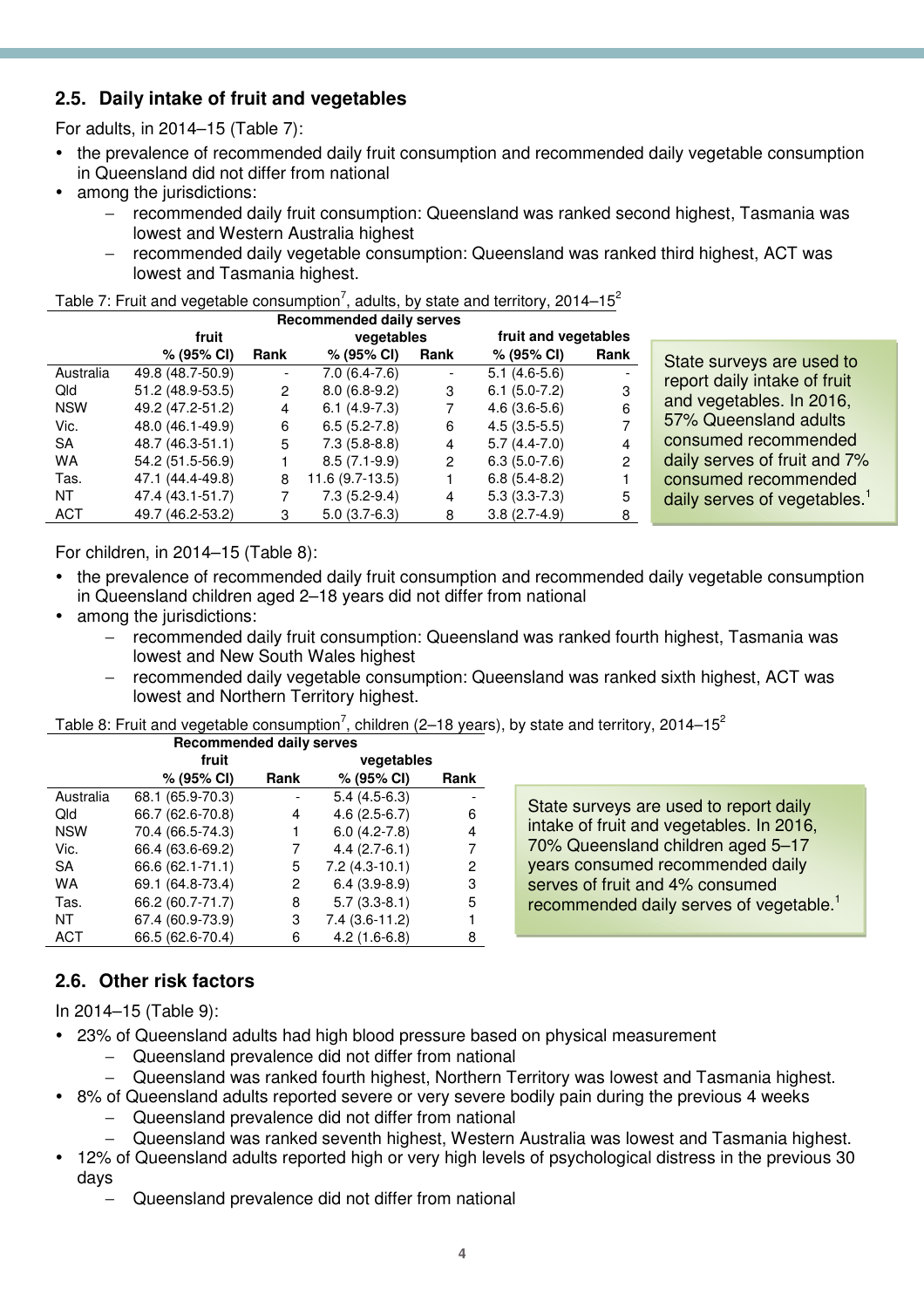## 2.5. Daily intake of fruit and vegetables

For adults, in 2014–15 (Table 7):

- the prevalence of recommended daily fruit consumption and recommended daily vegetable consumption in Queensland did not differ from national
- among the jurisdictions:
  - recommended daily fruit consumption: Queensland was ranked second highest, Tasmania was lowest and Western Australia highest
  - recommended daily vegetable consumption: Queensland was ranked third highest, ACT was lowest and Tasmania highest.

Table 7: Fruit and vegetable consumption[7], adults, by state and territory, 2014–15[2]

| | Recommended daily serves | | | | | |
|---|---|---|---|---|---|---|
| | fruit | | vegetables | | fruit and vegetables | |
| | % (95% CI) | Rank | % (95% CI) | Rank | % (95% CI) | Rank |
| Australia | 49.8 (48.7-50.9) | - | 7.0 (6.4-7.6) | - | 5.1 (4.6-5.6) | - |
| Qld | 51.2 (48.9-53.5) | 2 | 8.0 (6.8-9.2) | 3 | 6.1 (5.0-7.2) | 3 |
| NSW | 49.2 (47.2-51.2) | 4 | 6.1 (4.9-7.3) | 7 | 4.6 (3.6-5.6) | 6 |
| Vic. | 48.0 (46.1-49.9) | 6 | 6.5 (5.2-7.8) | 6 | 4.5 (3.5-5.5) | 7 |
| SA | 48.7 (46.3-51.1) | 5 | 7.3 (5.8-8.8) | 4 | 5.7 (4.4-7.0) | 4 |
| WA | 54.2 (51.5-56.9) | 1 | 8.5 (7.1-9.9) | 2 | 6.3 (5.0-7.6) | 2 |
| Tas. | 47.1 (44.4-49.8) | 8 | 11.6 (9.7-13.5) | 1 | 6.8 (5.4-8.2) | 1 |
| NT | 47.4 (43.1-51.7) | 7 | 7.3 (5.2-9.4) | 4 | 5.3 (3.3-7.3) | 5 |
| ACT | 49.7 (46.2-53.2) | 3 | 5.0 (3.7-6.3) | 8 | 3.8 (2.7-4.9) | 8 |

State surveys are used to report daily intake of fruit and vegetables. In 2016, 57% Queensland adults consumed recommended daily serves of fruit and 7% consumed recommended daily serves of vegetables.[1]

For children, in 2014–15 (Table 8):

- the prevalence of recommended daily fruit consumption and recommended daily vegetable consumption in Queensland children aged 2–18 years did not differ from national
- among the jurisdictions:
  - recommended daily fruit consumption: Queensland was ranked fourth highest, Tasmania was lowest and New South Wales highest
  - recommended daily vegetable consumption: Queensland was ranked sixth highest, ACT was lowest and Northern Territory highest.

Table 8: Fruit and vegetable consumption[7], children (2–18 years), by state and territory, 2014–15[2]

| | Recommended daily serves | | | |
|---|---|---|---|---|
| | fruit | | vegetables | |
| | % (95% CI) | Rank | % (95% CI) | Rank |
| Australia | 68.1 (65.9-70.3) | - | 5.4 (4.5-6.3) | - |
| Qld | 66.7 (62.6-70.8) | 4 | 4.6 (2.5-6.7) | 6 |
| NSW | 70.4 (66.5-74.3) | 1 | 6.0 (4.2-7.8) | 4 |
| Vic. | 66.4 (63.6-69.2) | 7 | 4.4 (2.7-6.1) | 7 |
| SA | 66.6 (62.1-71.1) | 5 | 7.2 (4.3-10.1) | 2 |
| WA | 69.1 (64.8-73.4) | 2 | 6.4 (3.9-8.9) | 3 |
| Tas. | 66.2 (60.7-71.7) | 8 | 5.7 (3.3-8.1) | 5 |
| NT | 67.4 (60.9-73.9) | 3 | 7.4 (3.6-11.2) | 1 |
| ACT | 66.5 (62.6-70.4) | 6 | 4.2 (1.6-6.8) | 8 |

State surveys are used to report daily intake of fruit and vegetables. In 2016, 70% Queensland children aged 5–17 years consumed recommended daily serves of fruit and 4% consumed recommended daily serves of vegetable.[1]

## 2.6. Other risk factors

In 2014–15 (Table 9):

- 23% of Queensland adults had high blood pressure based on physical measurement
  - Queensland prevalence did not differ from national
  - Queensland was ranked fourth highest, Northern Territory was lowest and Tasmania highest.
- 8% of Queensland adults reported severe or very severe bodily pain during the previous 4 weeks
  - Queensland prevalence did not differ from national
  - Queensland was ranked seventh highest, Western Australia was lowest and Tasmania highest.
- 12% of Queensland adults reported high or very high levels of psychological distress in the previous 30 days
  - Queensland prevalence did not differ from national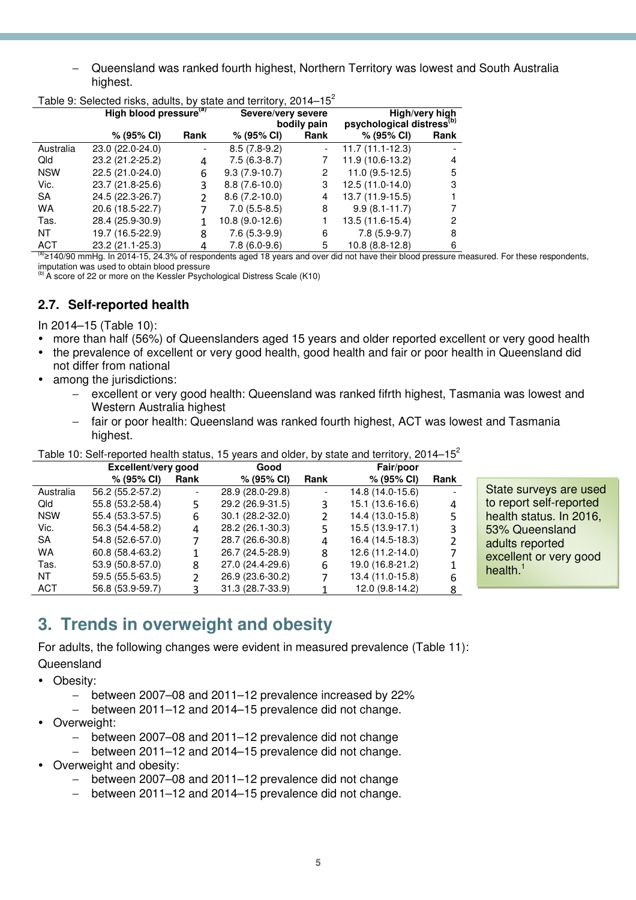- Queensland was ranked fourth highest, Northern Territory was lowest and South Australia highest.

Table 9: Selected risks, adults, by state and territory, 2014–15[2]

| | High blood pressure[(a)] | | Severe/very severe bodily pain | | High/very high psychological distress[(b)] | |
|---|---|---|---|---|---|---|
| | % (95% CI) | Rank | % (95% CI) | Rank | % (95% CI) | Rank |
| Australia | 23.0 (22.0-24.0) | - | 8.5 (7.8-9.2) | - | 11.7 (11.1-12.3) | - |
| Qld | 23.2 (21.2-25.2) | 4 | 7.5 (6.3-8.7) | 7 | 11.9 (10.6-13.2) | 4 |
| NSW | 22.5 (21.0-24.0) | 6 | 9.3 (7.9-10.7) | 2 | 11.0 (9.5-12.5) | 5 |
| Vic. | 23.7 (21.8-25.6) | 3 | 8.8 (7.6-10.0) | 3 | 12.5 (11.0-14.0) | 3 |
| SA | 24.5 (22.3-26.7) | 2 | 8.6 (7.2-10.0) | 4 | 13.7 (11.9-15.5) | 1 |
| WA | 20.6 (18.5-22.7) | 7 | 7.0 (5.5-8.5) | 8 | 9.9 (8.1-11.7) | 7 |
| Tas. | 28.4 (25.9-30.9) | 1 | 10.8 (9.0-12.6) | 1 | 13.5 (11.6-15.4) | 2 |
| NT | 19.7 (16.5-22.9) | 8 | 7.6 (5.3-9.9) | 6 | 7.8 (5.9-9.7) | 8 |
| ACT | 23.2 (21.1-25.3) | 4 | 7.8 (6.0-9.6) | 5 | 10.8 (8.8-12.8) | 6 |

[(a)] ≥140/90 mmHg. In 2014-15, 24.3% of respondents aged 18 years and over did not have their blood pressure measured. For these respondents, imputation was used to obtain blood pressure
[(b)] A score of 22 or more on the Kessler Psychological Distress Scale (K10)

## 2.7. Self-reported health

In 2014–15 (Table 10):

- more than half (56%) of Queenslanders aged 15 years and older reported excellent or very good health
- the prevalence of excellent or very good health, good health and fair or poor health in Queensland did not differ from national
- among the jurisdictions:
  - excellent or very good health: Queensland was ranked fifrth highest, Tasmania was lowest and Western Australia highest
  - fair or poor health: Queensland was ranked fourth highest, ACT was lowest and Tasmania highest.

Table 10: Self-reported health status, 15 years and older, by state and territory, 2014–15[2]

| | Excellent/very good | | Good | | Fair/poor | |
|---|---|---|---|---|---|---|
| | % (95% CI) | Rank | % (95% CI) | Rank | % (95% CI) | Rank |
| Australia | 56.2 (55.2-57.2) | - | 28.9 (28.0-29.8) | - | 14.8 (14.0-15.6) | - |
| Qld | 55.8 (53.2-58.4) | 5 | 29.2 (26.9-31.5) | 3 | 15.1 (13.6-16.6) | 4 |
| NSW | 55.4 (53.3-57.5) | 6 | 30.1 (28.2-32.0) | 2 | 14.4 (13.0-15.8) | 5 |
| Vic. | 56.3 (54.4-58.2) | 4 | 28.2 (26.1-30.3) | 5 | 15.5 (13.9-17.1) | 3 |
| SA | 54.8 (52.6-57.0) | 7 | 28.7 (26.6-30.8) | 4 | 16.4 (14.5-18.3) | 2 |
| WA | 60.8 (58.4-63.2) | 1 | 26.7 (24.5-28.9) | 8 | 12.6 (11.2-14.0) | 7 |
| Tas. | 53.9 (50.8-57.0) | 8 | 27.0 (24.4-29.6) | 6 | 19.0 (16.8-21.2) | 1 |
| NT | 59.5 (55.5-63.5) | 2 | 26.9 (23.6-30.2) | 7 | 13.4 (11.0-15.8) | 6 |
| ACT | 56.8 (53.9-59.7) | 3 | 31.3 (28.7-33.9) | 1 | 12.0 (9.8-14.2) | 8 |

State surveys are used to report self-reported health status. In 2016, 53% Queensland adults reported excellent or very good health.[1]

# 3. Trends in overweight and obesity

For adults, the following changes were evident in measured prevalence (Table 11):

Queensland

- Obesity:
  - between 2007–08 and 2011–12 prevalence increased by 22%
  - between 2011–12 and 2014–15 prevalence did not change.
- Overweight:
  - between 2007–08 and 2011–12 prevalence did not change
  - between 2011–12 and 2014–15 prevalence did not change.
- Overweight and obesity:
  - between 2007–08 and 2011–12 prevalence did not change
  - between 2011–12 and 2014–15 prevalence did not change.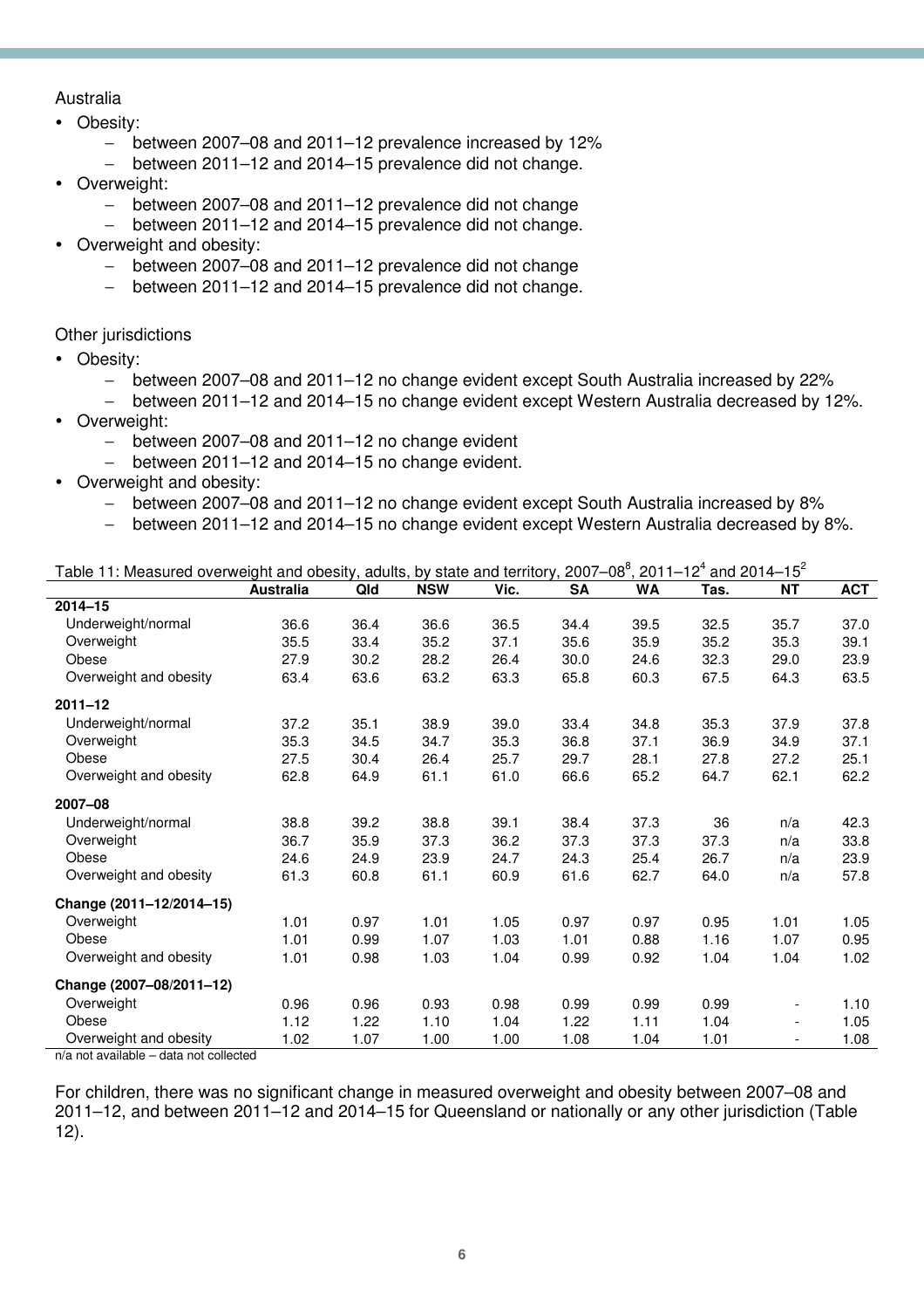Australia

- Obesity:
  - between 2007–08 and 2011–12 prevalence increased by 12%
  - between 2011–12 and 2014–15 prevalence did not change.
- Overweight:
  - between 2007–08 and 2011–12 prevalence did not change
  - between 2011–12 and 2014–15 prevalence did not change.
- Overweight and obesity:
  - between 2007–08 and 2011–12 prevalence did not change
  - between 2011–12 and 2014–15 prevalence did not change.

Other jurisdictions

- Obesity:
  - between 2007–08 and 2011–12 no change evident except South Australia increased by 22%
  - between 2011–12 and 2014–15 no change evident except Western Australia decreased by 12%.
- Overweight:
  - between 2007–08 and 2011–12 no change evident
  - between 2011–12 and 2014–15 no change evident.
- Overweight and obesity:
  - between 2007–08 and 2011–12 no change evident except South Australia increased by 8%
  - between 2011–12 and 2014–15 no change evident except Western Australia decreased by 8%.

Table 11: Measured overweight and obesity, adults, by state and territory, 2007–08[8], 2011–12[4] and 2014–15[2]

| | Australia | Qld | NSW | Vic. | SA | WA | Tas. | NT | ACT |
|---|---|---|---|---|---|---|---|---|---|
| **2014–15** | | | | | | | | | |
| Underweight/normal | 36.6 | 36.4 | 36.6 | 36.5 | 34.4 | 39.5 | 32.5 | 35.7 | 37.0 |
| Overweight | 35.5 | 33.4 | 35.2 | 37.1 | 35.6 | 35.9 | 35.2 | 35.3 | 39.1 |
| Obese | 27.9 | 30.2 | 28.2 | 26.4 | 30.0 | 24.6 | 32.3 | 29.0 | 23.9 |
| Overweight and obesity | 63.4 | 63.6 | 63.2 | 63.3 | 65.8 | 60.3 | 67.5 | 64.3 | 63.5 |
| **2011–12** | | | | | | | | | |
| Underweight/normal | 37.2 | 35.1 | 38.9 | 39.0 | 33.4 | 34.8 | 35.3 | 37.9 | 37.8 |
| Overweight | 35.3 | 34.5 | 34.7 | 35.3 | 36.8 | 37.1 | 36.9 | 34.9 | 37.1 |
| Obese | 27.5 | 30.4 | 26.4 | 25.7 | 29.7 | 28.1 | 27.8 | 27.2 | 25.1 |
| Overweight and obesity | 62.8 | 64.9 | 61.1 | 61.0 | 66.6 | 65.2 | 64.7 | 62.1 | 62.2 |
| **2007–08** | | | | | | | | | |
| Underweight/normal | 38.8 | 39.2 | 38.8 | 39.1 | 38.4 | 37.3 | 36 | n/a | 42.3 |
| Overweight | 36.7 | 35.9 | 37.3 | 36.2 | 37.3 | 37.3 | 37.3 | n/a | 33.8 |
| Obese | 24.6 | 24.9 | 23.9 | 24.7 | 24.3 | 25.4 | 26.7 | n/a | 23.9 |
| Overweight and obesity | 61.3 | 60.8 | 61.1 | 60.9 | 61.6 | 62.7 | 64.0 | n/a | 57.8 |
| **Change (2011–12/2014–15)** | | | | | | | | | |
| Overweight | 1.01 | 0.97 | 1.01 | 1.05 | 0.97 | 0.97 | 0.95 | 1.01 | 1.05 |
| Obese | 1.01 | 0.99 | 1.07 | 1.03 | 1.01 | 0.88 | 1.16 | 1.07 | 0.95 |
| Overweight and obesity | 1.01 | 0.98 | 1.03 | 1.04 | 0.99 | 0.92 | 1.04 | 1.04 | 1.02 |
| **Change (2007–08/2011–12)** | | | | | | | | | |
| Overweight | 0.96 | 0.96 | 0.93 | 0.98 | 0.99 | 0.99 | 0.99 | - | 1.10 |
| Obese | 1.12 | 1.22 | 1.10 | 1.04 | 1.22 | 1.11 | 1.04 | - | 1.05 |
| Overweight and obesity | 1.02 | 1.07 | 1.00 | 1.00 | 1.08 | 1.04 | 1.01 | - | 1.08 |

n/a not available – data not collected

For children, there was no significant change in measured overweight and obesity between 2007–08 and 2011–12, and between 2011–12 and 2014–15 for Queensland or nationally or any other jurisdiction (Table 12).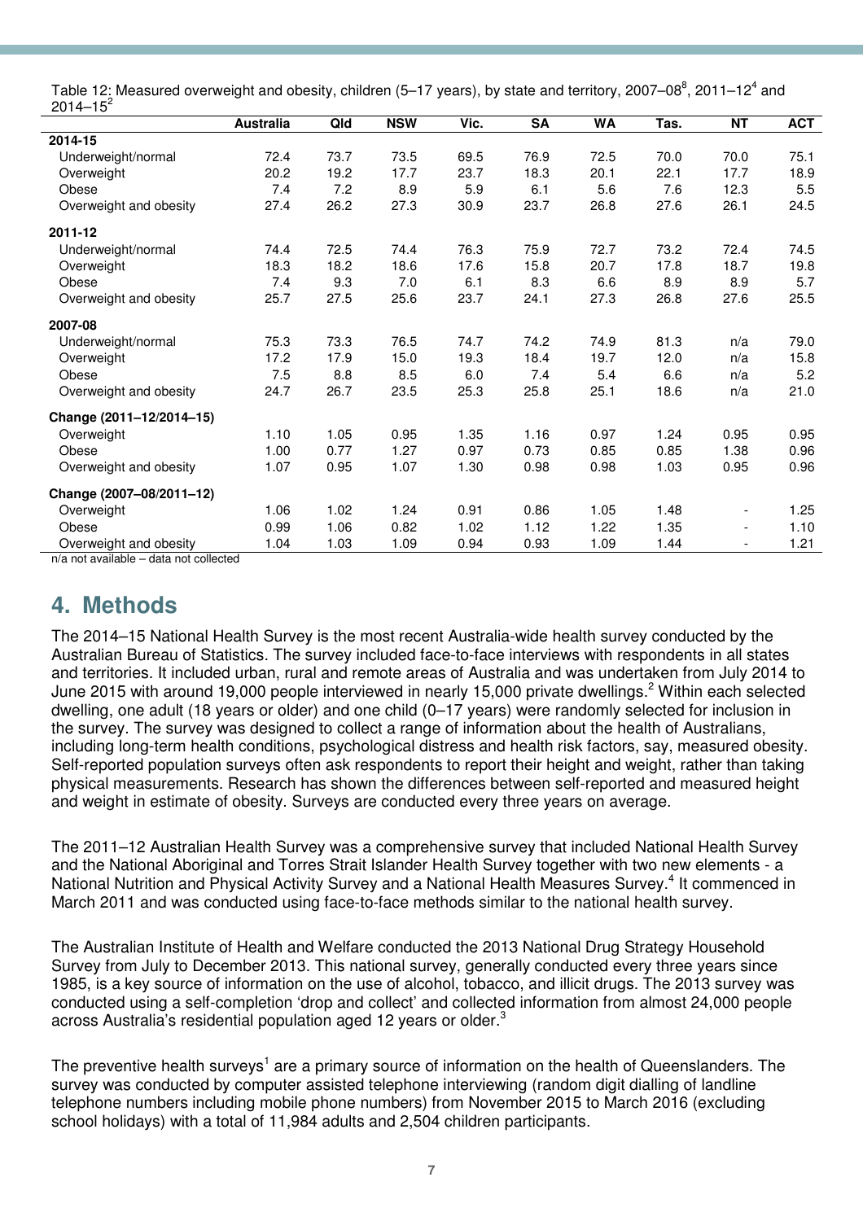Table 12: Measured overweight and obesity, children (5–17 years), by state and territory, 2007–08[8], 2011–12[4] and 2014–15[2]

| | Australia | Qld | NSW | Vic. | SA | WA | Tas. | NT | ACT |
|---|---|---|---|---|---|---|---|---|---|
| **2014-15** | | | | | | | | | |
| Underweight/normal | 72.4 | 73.7 | 73.5 | 69.5 | 76.9 | 72.5 | 70.0 | 70.0 | 75.1 |
| Overweight | 20.2 | 19.2 | 17.7 | 23.7 | 18.3 | 20.1 | 22.1 | 17.7 | 18.9 |
| Obese | 7.4 | 7.2 | 8.9 | 5.9 | 6.1 | 5.6 | 7.6 | 12.3 | 5.5 |
| Overweight and obesity | 27.4 | 26.2 | 27.3 | 30.9 | 23.7 | 26.8 | 27.6 | 26.1 | 24.5 |
| **2011-12** | | | | | | | | | |
| Underweight/normal | 74.4 | 72.5 | 74.4 | 76.3 | 75.9 | 72.7 | 73.2 | 72.4 | 74.5 |
| Overweight | 18.3 | 18.2 | 18.6 | 17.6 | 15.8 | 20.7 | 17.8 | 18.7 | 19.8 |
| Obese | 7.4 | 9.3 | 7.0 | 6.1 | 8.3 | 6.6 | 8.9 | 8.9 | 5.7 |
| Overweight and obesity | 25.7 | 27.5 | 25.6 | 23.7 | 24.1 | 27.3 | 26.8 | 27.6 | 25.5 |
| **2007-08** | | | | | | | | | |
| Underweight/normal | 75.3 | 73.3 | 76.5 | 74.7 | 74.2 | 74.9 | 81.3 | n/a | 79.0 |
| Overweight | 17.2 | 17.9 | 15.0 | 19.3 | 18.4 | 19.7 | 12.0 | n/a | 15.8 |
| Obese | 7.5 | 8.8 | 8.5 | 6.0 | 7.4 | 5.4 | 6.6 | n/a | 5.2 |
| Overweight and obesity | 24.7 | 26.7 | 23.5 | 25.3 | 25.8 | 25.1 | 18.6 | n/a | 21.0 |
| **Change (2011–12/2014–15)** | | | | | | | | | |
| Overweight | 1.10 | 1.05 | 0.95 | 1.35 | 1.16 | 0.97 | 1.24 | 0.95 | 0.95 |
| Obese | 1.00 | 0.77 | 1.27 | 0.97 | 0.73 | 0.85 | 0.85 | 1.38 | 0.96 |
| Overweight and obesity | 1.07 | 0.95 | 1.07 | 1.30 | 0.98 | 0.98 | 1.03 | 0.95 | 0.96 |
| **Change (2007–08/2011–12)** | | | | | | | | | |
| Overweight | 1.06 | 1.02 | 1.24 | 0.91 | 0.86 | 1.05 | 1.48 | - | 1.25 |
| Obese | 0.99 | 1.06 | 0.82 | 1.02 | 1.12 | 1.22 | 1.35 | - | 1.10 |
| Overweight and obesity | 1.04 | 1.03 | 1.09 | 0.94 | 0.93 | 1.09 | 1.44 | - | 1.21 |

n/a not available – data not collected

## 4. Methods

The 2014–15 National Health Survey is the most recent Australia-wide health survey conducted by the Australian Bureau of Statistics. The survey included face-to-face interviews with respondents in all states and territories. It included urban, rural and remote areas of Australia and was undertaken from July 2014 to June 2015 with around 19,000 people interviewed in nearly 15,000 private dwellings.[2] Within each selected dwelling, one adult (18 years or older) and one child (0–17 years) were randomly selected for inclusion in the survey. The survey was designed to collect a range of information about the health of Australians, including long-term health conditions, psychological distress and health risk factors, say, measured obesity. Self-reported population surveys often ask respondents to report their height and weight, rather than taking physical measurements. Research has shown the differences between self-reported and measured height and weight in estimate of obesity. Surveys are conducted every three years on average.

The 2011–12 Australian Health Survey was a comprehensive survey that included National Health Survey and the National Aboriginal and Torres Strait Islander Health Survey together with two new elements - a National Nutrition and Physical Activity Survey and a National Health Measures Survey.[4] It commenced in March 2011 and was conducted using face-to-face methods similar to the national health survey.

The Australian Institute of Health and Welfare conducted the 2013 National Drug Strategy Household Survey from July to December 2013. This national survey, generally conducted every three years since 1985, is a key source of information on the use of alcohol, tobacco, and illicit drugs. The 2013 survey was conducted using a self-completion 'drop and collect' and collected information from almost 24,000 people across Australia's residential population aged 12 years or older.[3]

The preventive health surveys[1] are a primary source of information on the health of Queenslanders. The survey was conducted by computer assisted telephone interviewing (random digit dialling of landline telephone numbers including mobile phone numbers) from November 2015 to March 2016 (excluding school holidays) with a total of 11,984 adults and 2,504 children participants.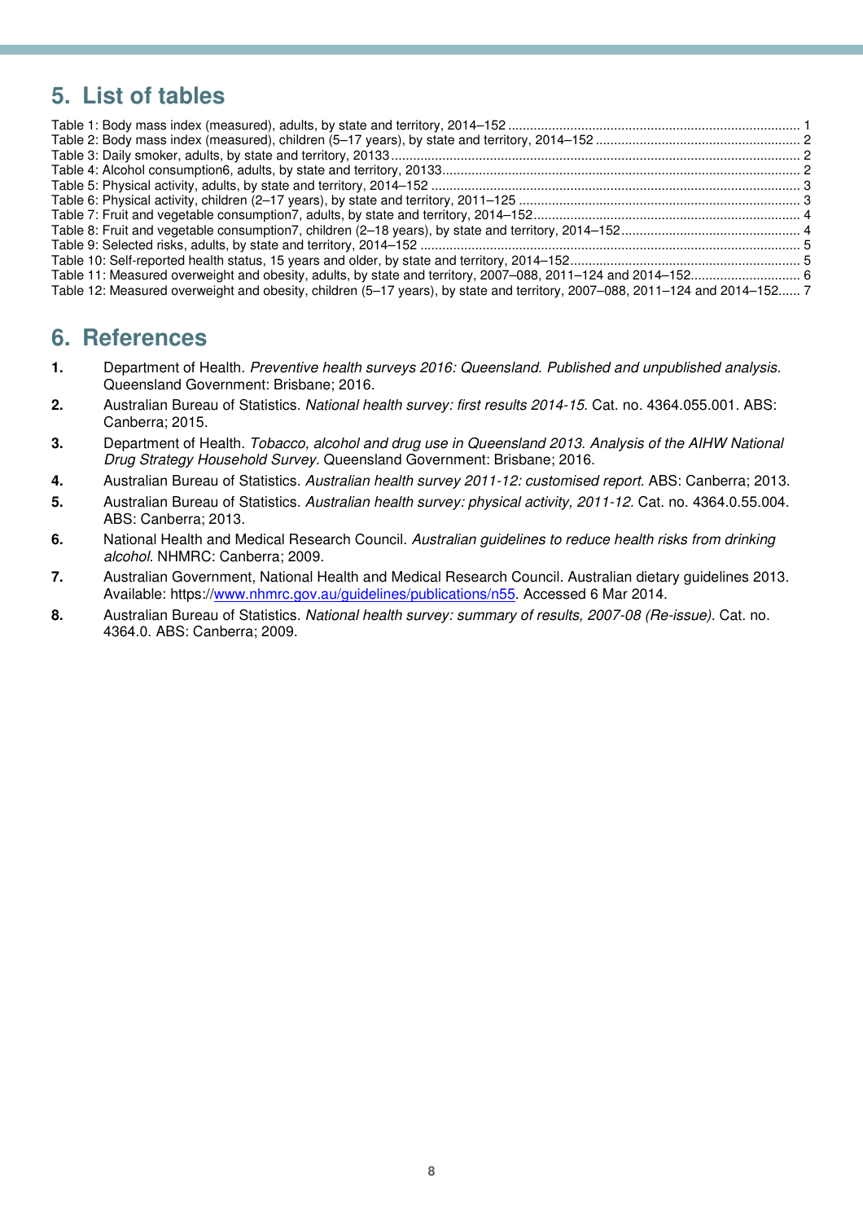## 5. List of tables

Table 1: Body mass index (measured), adults, by state and territory, 2014–152 ............................................................................... 1
Table 2: Body mass index (measured), children (5–17 years), by state and territory, 2014–152 ........................................................ 2
Table 3: Daily smoker, adults, by state and territory, 20133 ................................................................................................ 2
Table 4: Alcohol consumption6, adults, by state and territory, 20133 .................................................................................. 2
Table 5: Physical activity, adults, by state and territory, 2014–152 ..................................................................................... 3
Table 6: Physical activity, children (2–17 years), by state and territory, 2011–125 ............................................................. 3
Table 7: Fruit and vegetable consumption7, adults, by state and territory, 2014–152 ......................................................... 4
Table 8: Fruit and vegetable consumption7, children (2–18 years), by state and territory, 2014–152 ................................. 4
Table 9: Selected risks, adults, by state and territory, 2014–152 ........................................................................................ 5
Table 10: Self-reported health status, 15 years and older, by state and territory, 2014–152 ................................................ 5
Table 11: Measured overweight and obesity, adults, by state and territory, 2007–088, 2011–124 and 2014–152 .............................. 6
Table 12: Measured overweight and obesity, children (5–17 years), by state and territory, 2007–088, 2011–124 and 2014–152 ...... 7

## 6. References

1. Department of Health. *Preventive health surveys 2016: Queensland. Published and unpublished analysis.* Queensland Government: Brisbane; 2016.
2. Australian Bureau of Statistics. *National health survey: first results 2014-15.* Cat. no. 4364.055.001. ABS: Canberra; 2015.
3. Department of Health. *Tobacco, alcohol and drug use in Queensland 2013. Analysis of the AIHW National Drug Strategy Household Survey.* Queensland Government: Brisbane; 2016.
4. Australian Bureau of Statistics. *Australian health survey 2011-12: customised report.* ABS: Canberra; 2013.
5. Australian Bureau of Statistics. *Australian health survey: physical activity, 2011-12.* Cat. no. 4364.0.55.004. ABS: Canberra; 2013.
6. National Health and Medical Research Council. *Australian guidelines to reduce health risks from drinking alcohol.* NHMRC: Canberra; 2009.
7. Australian Government, National Health and Medical Research Council. Australian dietary guidelines 2013. Available: https://www.nhmrc.gov.au/guidelines/publications/n55. Accessed 6 Mar 2014.
8. Australian Bureau of Statistics. *National health survey: summary of results, 2007-08 (Re-issue).* Cat. no. 4364.0. ABS: Canberra; 2009.